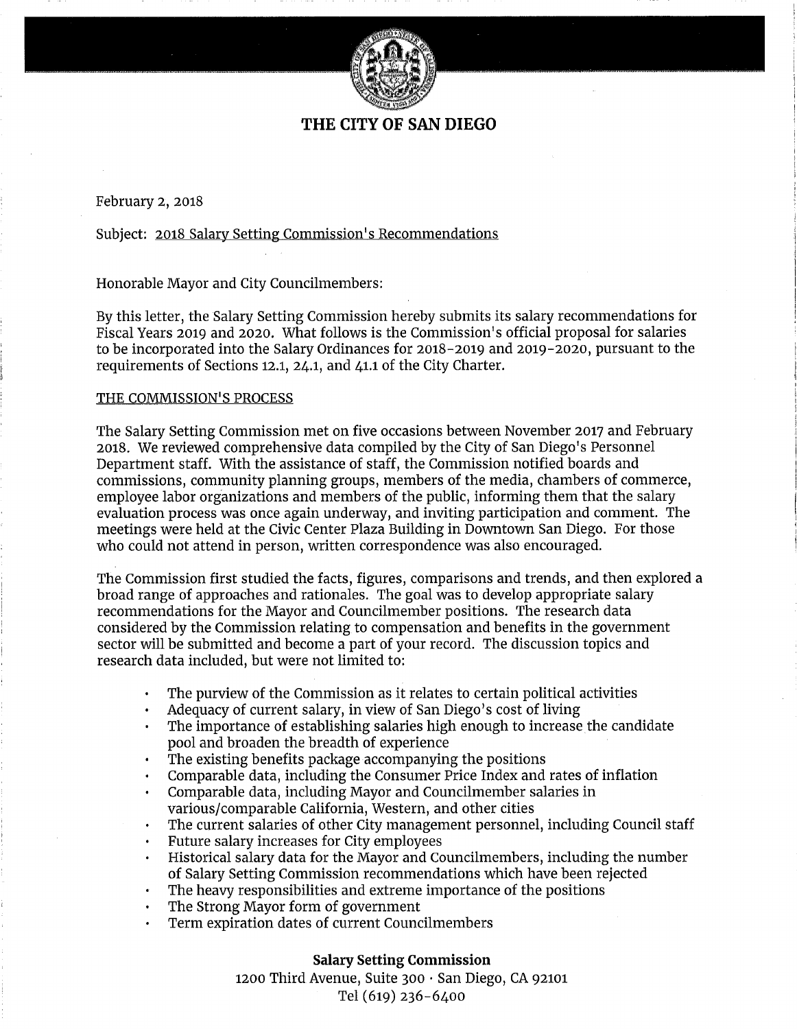# THE CITY OF SAN DIEGO

February 2, 2018

Subject: <u>2018 Salary Setting Commission's Recommendations</u>

Honorable Mayor and City Councilmembers:

By this letter, the Salary Setting Commission hereby submits its salary recommendations for Fiscal Years 2019 and 2020. What follows is the Commission's official proposal for salaries to be incorporated into the Salary Ordinances for 2018-2019 and 2019-2020, pursuant to the requirements of Sections 12.1, 24.1, and 41.1 of the City Charter.

<u>THE COMMISSION'S PROCESS</u>

The Salary Setting Commission met on five occasions between November 2017 and February 2018. We reviewed comprehensive data compiled by the City of San Diego's Personnel Department staff. With the assistance of staff, the Commission notified boards and commissions, community planning groups, members of the media, chambers of commerce, employee labor organizations and members of the public, informing them that the salary evaluation process was once again underway, and inviting participation and comment. The meetings were held at the Civic Center Plaza Building in Downtown San Diego. For those who could not attend in person, written correspondence was also encouraged.

The Commission first studied the facts, figures, comparisons and trends, and then explored a broad range of approaches and rationales. The goal was to develop appropriate salary recommendations for the Mayor and Councilmember positions. The research data considered by the Commission relating to compensation and benefits in the government sector will be submitted and become a part of your record. The discussion topics and research data included, but were not limited to:

- The purview of the Commission as it relates to certain political activities
- Adequacy of current salary, in view of San Diego's cost of living
- The importance of establishing salaries high enough to increase the candidate pool and broaden the breadth of experience
- The existing benefits package accompanying the positions
- Comparable data, including the Consumer Price Index and rates of inflation
- Comparable data, including Mayor and Councilmember salaries in various/comparable California, Western, and other cities
- The current salaries of other City management personnel, including Council staff
- Future salary increases for City employees
- Historical salary data for the Mayor and Councilmembers, including the number of Salary Setting Commission recommendations which have been rejected
- The heavy responsibilities and extreme importance of the positions
- The Strong Mayor form of government
- Term expiration dates of current Councilmembers

**Salary Setting Commission**
1200 Third Avenue, Suite 300 · San Diego, CA 92101
Tel (619) 236-6400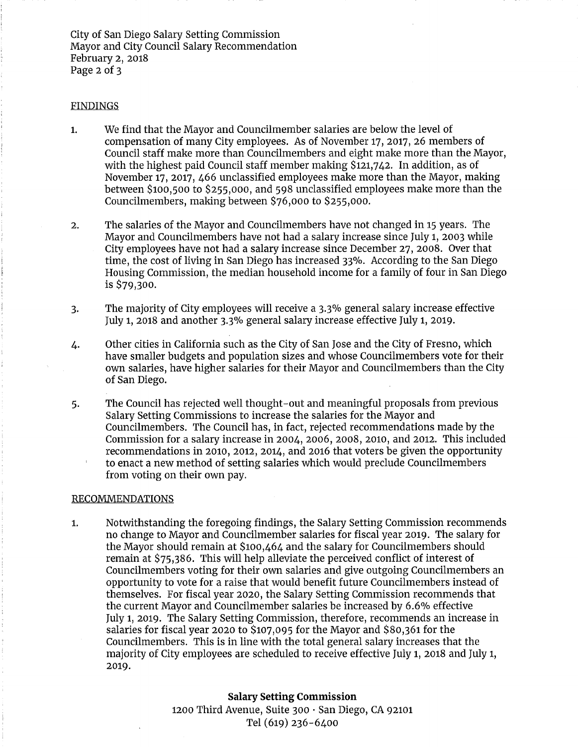## FINDINGS

1. We find that the Mayor and Councilmember salaries are below the level of compensation of many City employees. As of November 17, 2017, 26 members of Council staff make more than Councilmembers and eight make more than the Mayor, with the highest paid Council staff member making $121,742. In addition, as of November 17, 2017, 466 unclassified employees make more than the Mayor, making between $100,500 to $255,000, and 598 unclassified employees make more than the Councilmembers, making between $76,000 to $255,000.

2. The salaries of the Mayor and Councilmembers have not changed in 15 years. The Mayor and Councilmembers have not had a salary increase since July 1, 2003 while City employees have not had a salary increase since December 27, 2008. Over that time, the cost of living in San Diego has increased 33%. According to the San Diego Housing Commission, the median household income for a family of four in San Diego is $79,300.

3. The majority of City employees will receive a 3.3% general salary increase effective July 1, 2018 and another 3.3% general salary increase effective July 1, 2019.

4. Other cities in California such as the City of San Jose and the City of Fresno, which have smaller budgets and population sizes and whose Councilmembers vote for their own salaries, have higher salaries for their Mayor and Councilmembers than the City of San Diego.

5. The Council has rejected well thought-out and meaningful proposals from previous Salary Setting Commissions to increase the salaries for the Mayor and Councilmembers. The Council has, in fact, rejected recommendations made by the Commission for a salary increase in 2004, 2006, 2008, 2010, and 2012. This included recommendations in 2010, 2012, 2014, and 2016 that voters be given the opportunity to enact a new method of setting salaries which would preclude Councilmembers from voting on their own pay.

## RECOMMENDATIONS

1. Notwithstanding the foregoing findings, the Salary Setting Commission recommends no change to Mayor and Councilmember salaries for fiscal year 2019. The salary for the Mayor should remain at $100,464 and the salary for Councilmembers should remain at $75,386. This will help alleviate the perceived conflict of interest of Councilmembers voting for their own salaries and give outgoing Councilmembers an opportunity to vote for a raise that would benefit future Councilmembers instead of themselves. For fiscal year 2020, the Salary Setting Commission recommends that the current Mayor and Councilmember salaries be increased by 6.6% effective July 1, 2019. The Salary Setting Commission, therefore, recommends an increase in salaries for fiscal year 2020 to $107,095 for the Mayor and $80,361 for the Councilmembers. This is in line with the total general salary increases that the majority of City employees are scheduled to receive effective July 1, 2018 and July 1, 2019.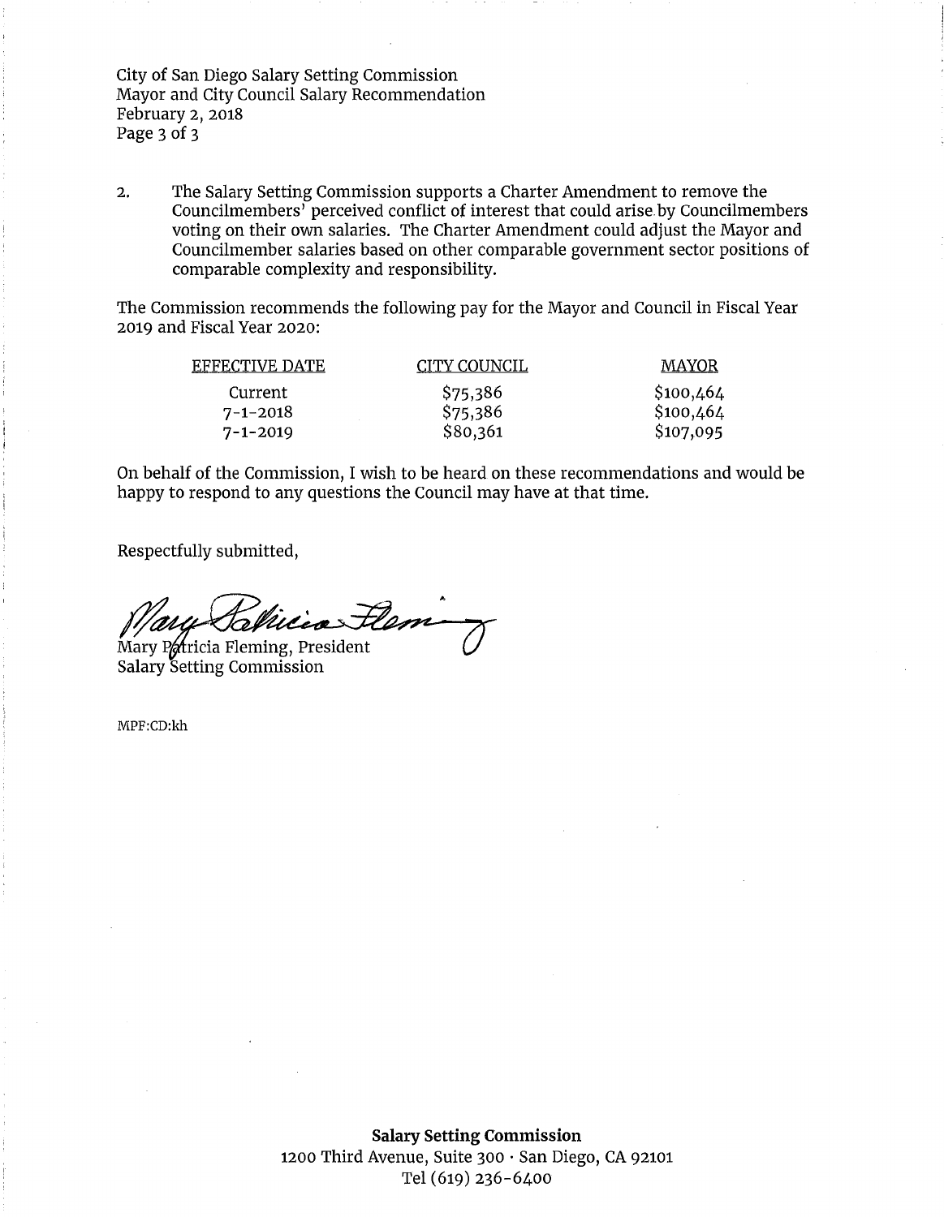2. The Salary Setting Commission supports a Charter Amendment to remove the Councilmembers' perceived conflict of interest that could arise by Councilmembers voting on their own salaries. The Charter Amendment could adjust the Mayor and Councilmember salaries based on other comparable government sector positions of comparable complexity and responsibility.

The Commission recommends the following pay for the Mayor and Council in Fiscal Year 2019 and Fiscal Year 2020:

| EFFECTIVE DATE | CITY COUNCIL | MAYOR |
|---|---|---|
| Current | $75,386 | $100,464 |
| 7-1-2018 | $75,386 | $100,464 |
| 7-1-2019 | $80,361 | $107,095 |

On behalf of the Commission, I wish to be heard on these recommendations and would be happy to respond to any questions the Council may have at that time.

Respectfully submitted,

Mary Patricia Fleming

Mary Patricia Fleming, President
Salary Setting Commission

MPF:CD:kh

**Salary Setting Commission**
1200 Third Avenue, Suite 300 · San Diego, CA 92101
Tel (619) 236-6400